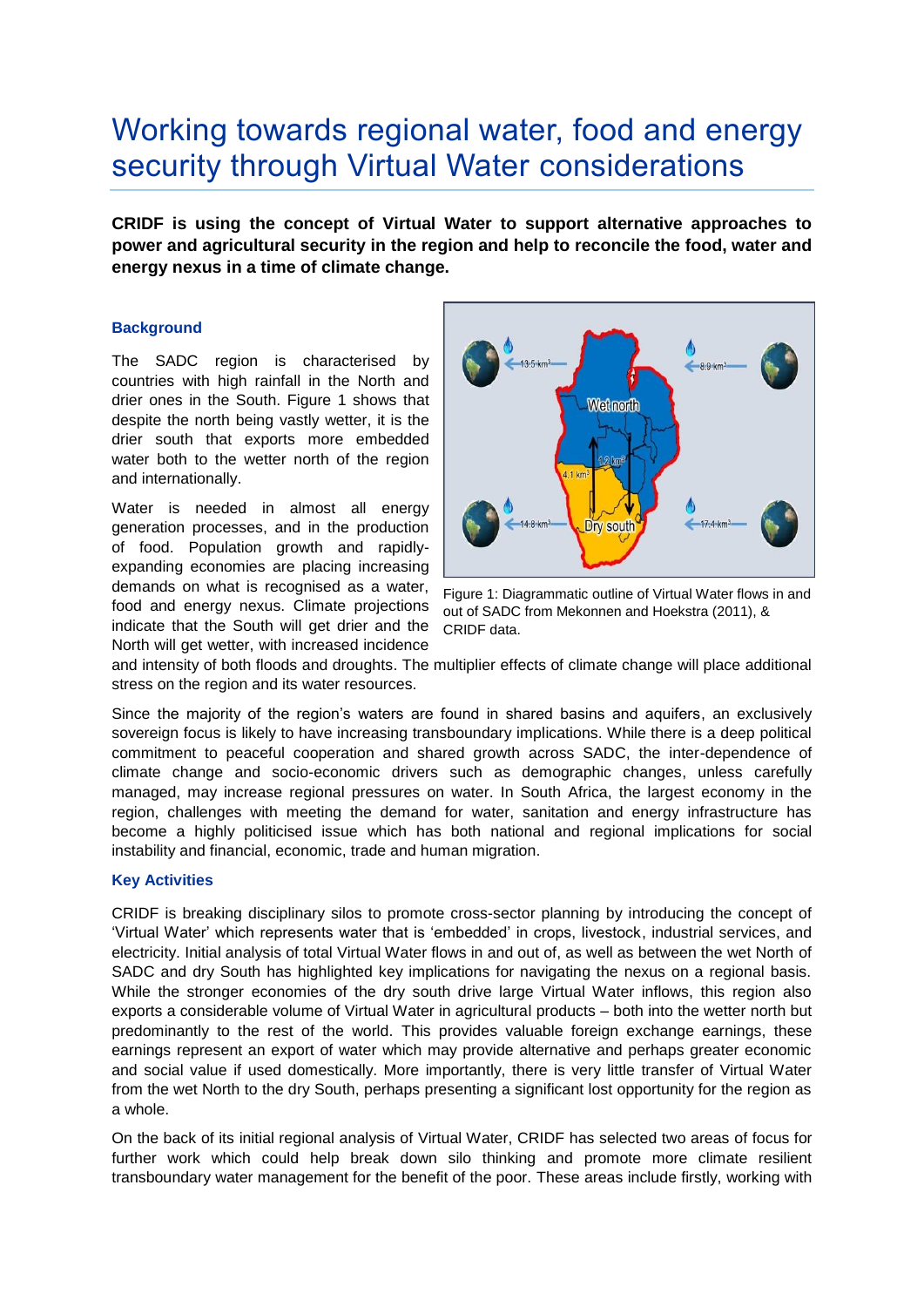# Working towards regional water, food and energy security through Virtual Water considerations

**CRIDF is using the concept of Virtual Water to support alternative approaches to power and agricultural security in the region and help to reconcile the food, water and energy nexus in a time of climate change.**

### Background

The SADC region is characterised by countries with high rainfall in the North and drier ones in the South. Figure 1 shows that despite the north being vastly wetter, it is the drier south that exports more embedded water both to the wetter north of the region and internationally.

Water is needed in almost all energy generation processes, and in the production of food. Population growth and rapidly-expanding economies are placing increasing demands on what is recognised as a water, food and energy nexus. Climate projections indicate that the South will get drier and the North will get wetter, with increased incidence and intensity of both floods and droughts. The multiplier effects of climate change will place additional stress on the region and its water resources.

Figure 1: Diagrammatic outline of Virtual Water flows in and out of SADC from Mekonnen and Hoekstra (2011), & CRIDF data.

Since the majority of the region's waters are found in shared basins and aquifers, an exclusively sovereign focus is likely to have increasing transboundary implications. While there is a deep political commitment to peaceful cooperation and shared growth across SADC, the inter-dependence of climate change and socio-economic drivers such as demographic changes, unless carefully managed, may increase regional pressures on water. In South Africa, the largest economy in the region, challenges with meeting the demand for water, sanitation and energy infrastructure has become a highly politicised issue which has both national and regional implications for social instability and financial, economic, trade and human migration.

### Key Activities

CRIDF is breaking disciplinary silos to promote cross-sector planning by introducing the concept of 'Virtual Water' which represents water that is 'embedded' in crops, livestock, industrial services, and electricity. Initial analysis of total Virtual Water flows in and out of, as well as between the wet North of SADC and dry South has highlighted key implications for navigating the nexus on a regional basis. While the stronger economies of the dry south drive large Virtual Water inflows, this region also exports a considerable volume of Virtual Water in agricultural products – both into the wetter north but predominantly to the rest of the world. This provides valuable foreign exchange earnings, these earnings represent an export of water which may provide alternative and perhaps greater economic and social value if used domestically. More importantly, there is very little transfer of Virtual Water from the wet North to the dry South, perhaps presenting a significant lost opportunity for the region as a whole.

On the back of its initial regional analysis of Virtual Water, CRIDF has selected two areas of focus for further work which could help break down silo thinking and promote more climate resilient transboundary water management for the benefit of the poor. These areas include firstly, working with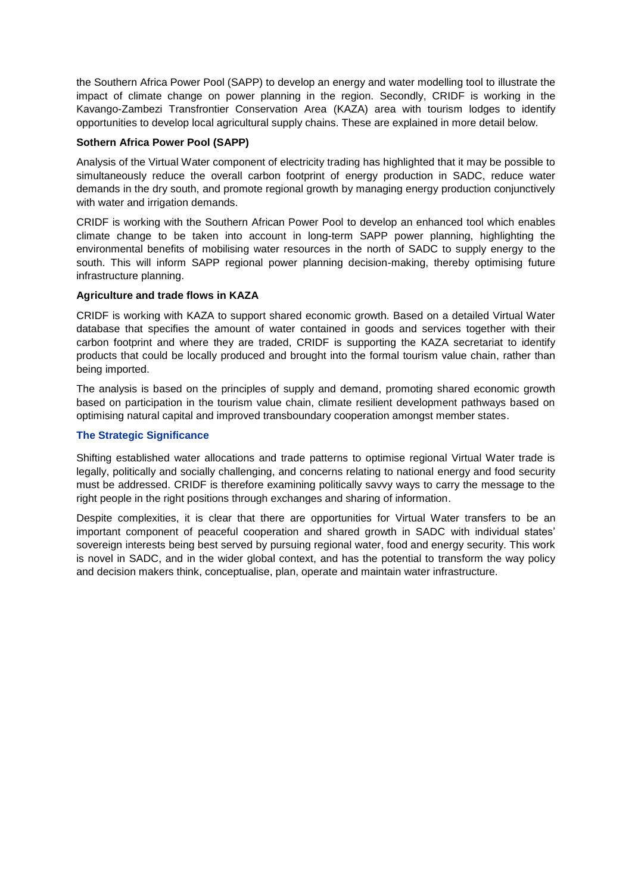the Southern Africa Power Pool (SAPP) to develop an energy and water modelling tool to illustrate the impact of climate change on power planning in the region. Secondly, CRIDF is working in the Kavango-Zambezi Transfrontier Conservation Area (KAZA) area with tourism lodges to identify opportunities to develop local agricultural supply chains. These are explained in more detail below.

**Sothern Africa Power Pool (SAPP)**

Analysis of the Virtual Water component of electricity trading has highlighted that it may be possible to simultaneously reduce the overall carbon footprint of energy production in SADC, reduce water demands in the dry south, and promote regional growth by managing energy production conjunctively with water and irrigation demands.

CRIDF is working with the Southern African Power Pool to develop an enhanced tool which enables climate change to be taken into account in long-term SAPP power planning, highlighting the environmental benefits of mobilising water resources in the north of SADC to supply energy to the south. This will inform SAPP regional power planning decision-making, thereby optimising future infrastructure planning.

**Agriculture and trade flows in KAZA**

CRIDF is working with KAZA to support shared economic growth. Based on a detailed Virtual Water database that specifies the amount of water contained in goods and services together with their carbon footprint and where they are traded, CRIDF is supporting the KAZA secretariat to identify products that could be locally produced and brought into the formal tourism value chain, rather than being imported.

The analysis is based on the principles of supply and demand, promoting shared economic growth based on participation in the tourism value chain, climate resilient development pathways based on optimising natural capital and improved transboundary cooperation amongst member states.

## The Strategic Significance

Shifting established water allocations and trade patterns to optimise regional Virtual Water trade is legally, politically and socially challenging, and concerns relating to national energy and food security must be addressed. CRIDF is therefore examining politically savvy ways to carry the message to the right people in the right positions through exchanges and sharing of information.

Despite complexities, it is clear that there are opportunities for Virtual Water transfers to be an important component of peaceful cooperation and shared growth in SADC with individual states' sovereign interests being best served by pursuing regional water, food and energy security. This work is novel in SADC, and in the wider global context, and has the potential to transform the way policy and decision makers think, conceptualise, plan, operate and maintain water infrastructure.